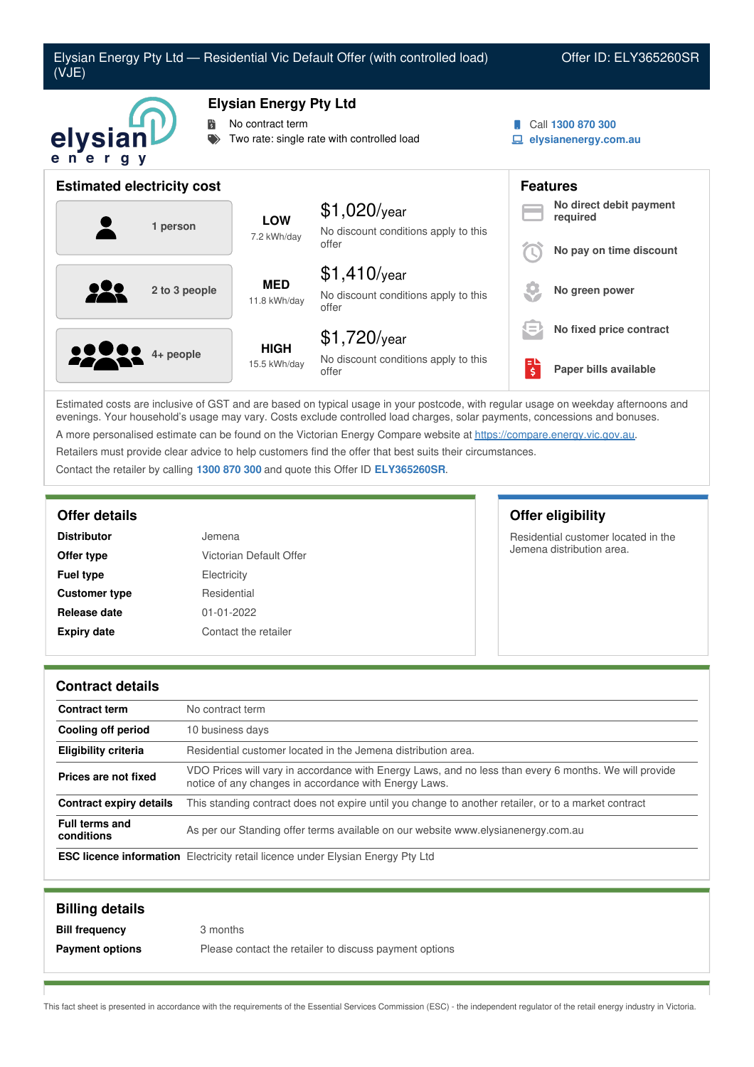# Elysian Energy Pty Ltd — Residential Vic Default Offer (with controlled load) (VJE)

Offer ID: ELY365260SR

## Elysian Energy Pty Ltd

- No contract term
- Two rate: single rate with controlled load

Call **1300 870 300**
**elysianenergy.com.au**

## Estimated electricity cost

| Household | Usage | Cost |
|---|---|---|
| 1 person | **LOW** 7.2 kWh/day | $1,020/year<br>No discount conditions apply to this offer |
| 2 to 3 people | **MED** 11.8 kWh/day | $1,410/year<br>No discount conditions apply to this offer |
| 4+ people | **HIGH** 15.5 kWh/day | $1,720/year<br>No discount conditions apply to this offer |

## Features

- **No direct debit payment required**
- **No pay on time discount**
- **No green power**
- **No fixed price contract**
- **Paper bills available**

Estimated costs are inclusive of GST and are based on typical usage in your postcode, with regular usage on weekday afternoons and evenings. Your household's usage may vary. Costs exclude controlled load charges, solar payments, concessions and bonuses.

A more personalised estimate can be found on the Victorian Energy Compare website at https://compare.energy.vic.gov.au.

Retailers must provide clear advice to help customers find the offer that best suits their circumstances.

Contact the retailer by calling **1300 870 300** and quote this Offer ID **ELY365260SR**.

## Offer details

| | |
|---|---|
| **Distributor** | Jemena |
| **Offer type** | Victorian Default Offer |
| **Fuel type** | Electricity |
| **Customer type** | Residential |
| **Release date** | 01-01-2022 |
| **Expiry date** | Contact the retailer |

## Offer eligibility

Residential customer located in the Jemena distribution area.

## Contract details

| | |
|---|---|
| **Contract term** | No contract term |
| **Cooling off period** | 10 business days |
| **Eligibility criteria** | Residential customer located in the Jemena distribution area. |
| **Prices are not fixed** | VDO Prices will vary in accordance with Energy Laws, and no less than every 6 months. We will provide notice of any changes in accordance with Energy Laws. |
| **Contract expiry details** | This standing contract does not expire until you change to another retailer, or to a market contract |
| **Full terms and conditions** | As per our Standing offer terms available on our website www.elysianenergy.com.au |
| **ESC licence information** | Electricity retail licence under Elysian Energy Pty Ltd |

## Billing details

| | |
|---|---|
| **Bill frequency** | 3 months |
| **Payment options** | Please contact the retailer to discuss payment options |

This fact sheet is presented in accordance with the requirements of the Essential Services Commission (ESC) - the independent regulator of the retail energy industry in Victoria.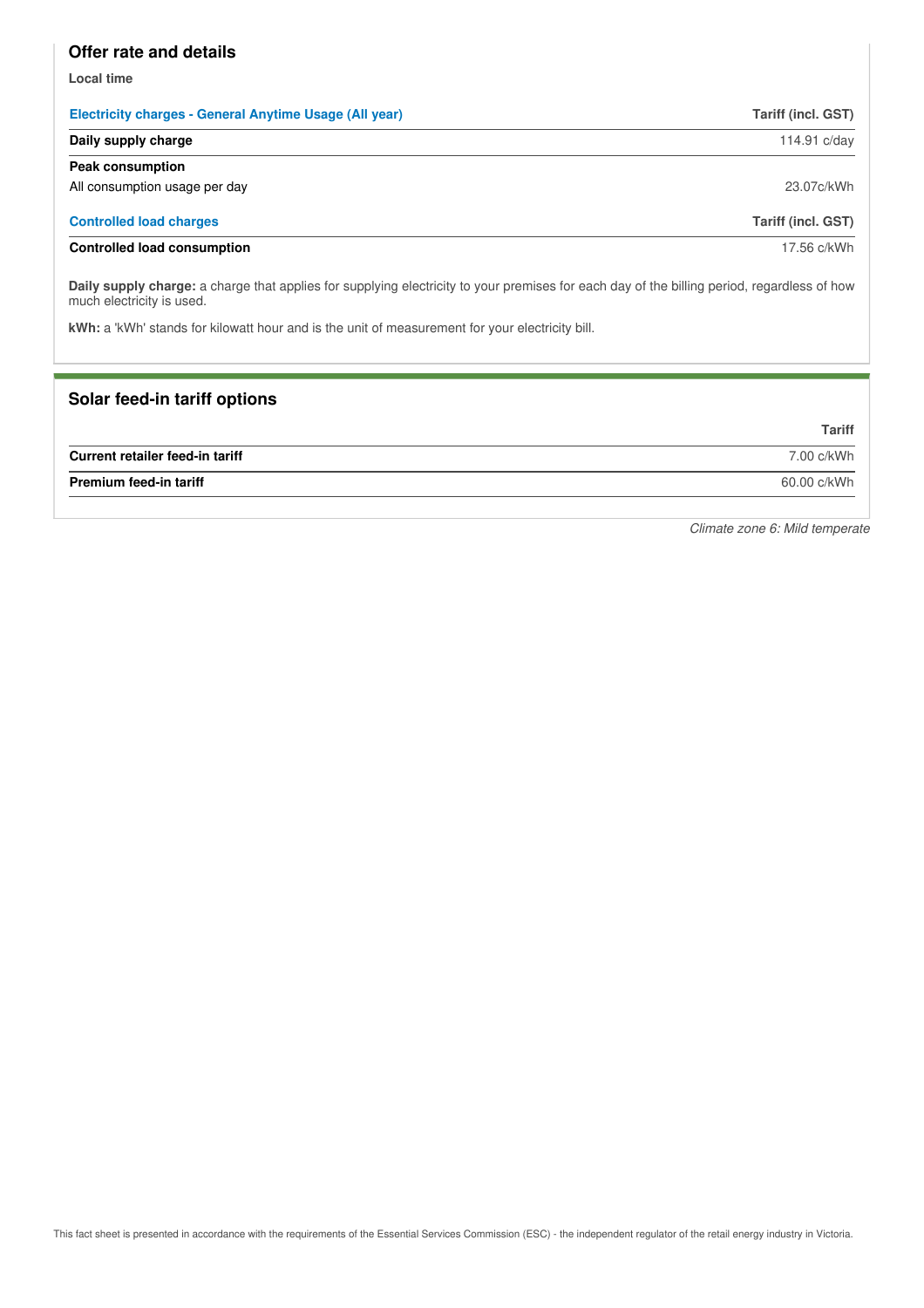## Offer rate and details

**Local time**

| Electricity charges - General Anytime Usage (All year) | Tariff (incl. GST) |
|---|---|
| **Daily supply charge** | 114.91 c/day |
| **Peak consumption** | |
| All consumption usage per day | 23.07c/kWh |

| Controlled load charges | Tariff (incl. GST) |
|---|---|
| **Controlled load consumption** | 17.56 c/kWh |

**Daily supply charge:** a charge that applies for supplying electricity to your premises for each day of the billing period, regardless of how much electricity is used.

**kWh:** a 'kWh' stands for kilowatt hour and is the unit of measurement for your electricity bill.

## Solar feed-in tariff options

| | Tariff |
|---|---|
| **Current retailer feed-in tariff** | 7.00 c/kWh |
| **Premium feed-in tariff** | 60.00 c/kWh |

*Climate zone 6: Mild temperate*

This fact sheet is presented in accordance with the requirements of the Essential Services Commission (ESC) - the independent regulator of the retail energy industry in Victoria.